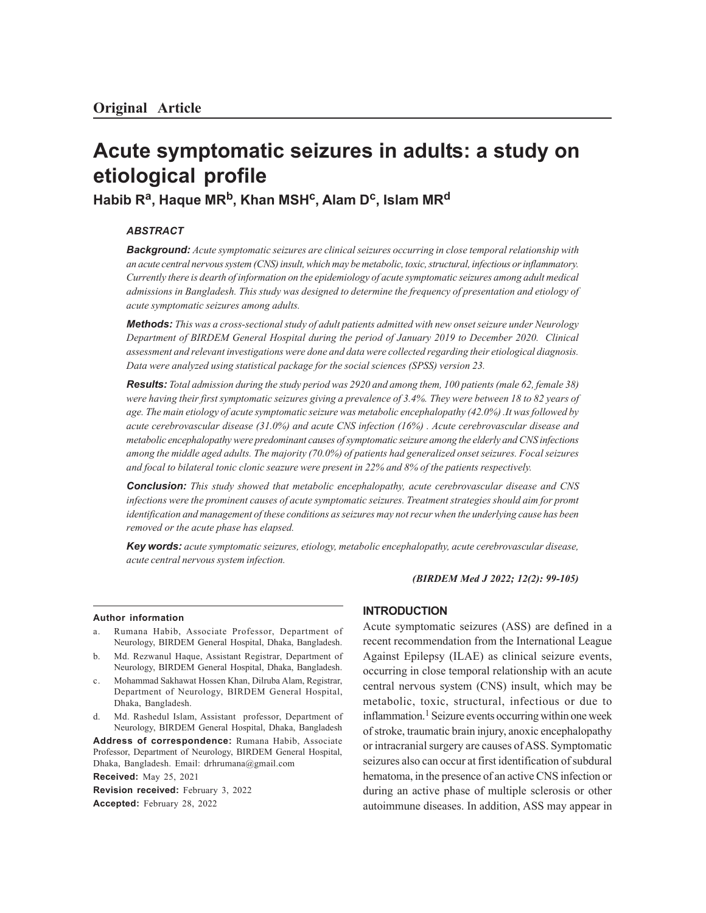**Original Article**

# Acute symptomatic seizures in adults: a study on etiological profile

**Habib R[a], Haque MR[b], Khan MSH[c], Alam D[c], Islam MR[d]**

### ABSTRACT

***Background:*** *Acute symptomatic seizures are clinical seizures occurring in close temporal relationship with an acute central nervous system (CNS) insult, which may be metabolic, toxic, structural, infectious or inflammatory. Currently there is dearth of information on the epidemiology of acute symptomatic seizures among adult medical admissions in Bangladesh. This study was designed to determine the frequency of presentation and etiology of acute symptomatic seizures among adults.*

***Methods:*** *This was a cross-sectional study of adult patients admitted with new onset seizure under Neurology Department of BIRDEM General Hospital during the period of January 2019 to December 2020. Clinical assessment and relevant investigations were done and data were collected regarding their etiological diagnosis. Data were analyzed using statistical package for the social sciences (SPSS) version 23.*

***Results:*** *Total admission during the study period was 2920 and among them, 100 patients (male 62, female 38) were having their first symptomatic seizures giving a prevalence of 3.4%. They were between 18 to 82 years of age. The main etiology of acute symptomatic seizure was metabolic encephalopathy (42.0%) .It was followed by acute cerebrovascular disease (31.0%) and acute CNS infection (16%) . Acute cerebrovascular disease and metabolic encephalopathy were predominant causes of symptomatic seizure among the elderly and CNS infections among the middle aged adults. The majority (70.0%) of patients had generalized onset seizures. Focal seizures and focal to bilateral tonic clonic seazure were present in 22% and 8% of the patients respectively.*

***Conclusion:*** *This study showed that metabolic encephalopathy, acute cerebrovascular disease and CNS infections were the prominent causes of acute symptomatic seizures. Treatment strategies should aim for promt identification and management of these conditions as seizures may not recur when the underlying cause has been removed or the acute phase has elapsed.*

***Key words:*** *acute symptomatic seizures, etiology, metabolic encephalopathy, acute cerebrovascular disease, acute central nervous system infection.*

***(BIRDEM Med J 2022; 12(2): 99-105)***

---

**Author information**

a. Rumana Habib, Associate Professor, Department of Neurology, BIRDEM General Hospital, Dhaka, Bangladesh.

b. Md. Rezwanul Haque, Assistant Registrar, Department of Neurology, BIRDEM General Hospital, Dhaka, Bangladesh.

c. Mohammad Sakhawat Hossen Khan, Dilruba Alam, Registrar, Department of Neurology, BIRDEM General Hospital, Dhaka, Bangladesh.

d. Md. Rashedul Islam, Assistant professor, Department of Neurology, BIRDEM General Hospital, Dhaka, Bangladesh

**Address of correspondence:** Rumana Habib, Associate Professor, Department of Neurology, BIRDEM General Hospital, Dhaka, Bangladesh. Email: drhrumana@gmail.com

**Received:** May 25, 2021

**Revision received:** February 3, 2022

**Accepted:** February 28, 2022

---

## INTRODUCTION

Acute symptomatic seizures (ASS) are defined in a recent recommendation from the International League Against Epilepsy (ILAE) as clinical seizure events, occurring in close temporal relationship with an acute central nervous system (CNS) insult, which may be metabolic, toxic, structural, infectious or due to inflammation.[1] Seizure events occurring within one week of stroke, traumatic brain injury, anoxic encephalopathy or intracranial surgery are causes of ASS. Symptomatic seizures also can occur at first identification of subdural hematoma, in the presence of an active CNS infection or during an active phase of multiple sclerosis or other autoimmune diseases. In addition, ASS may appear in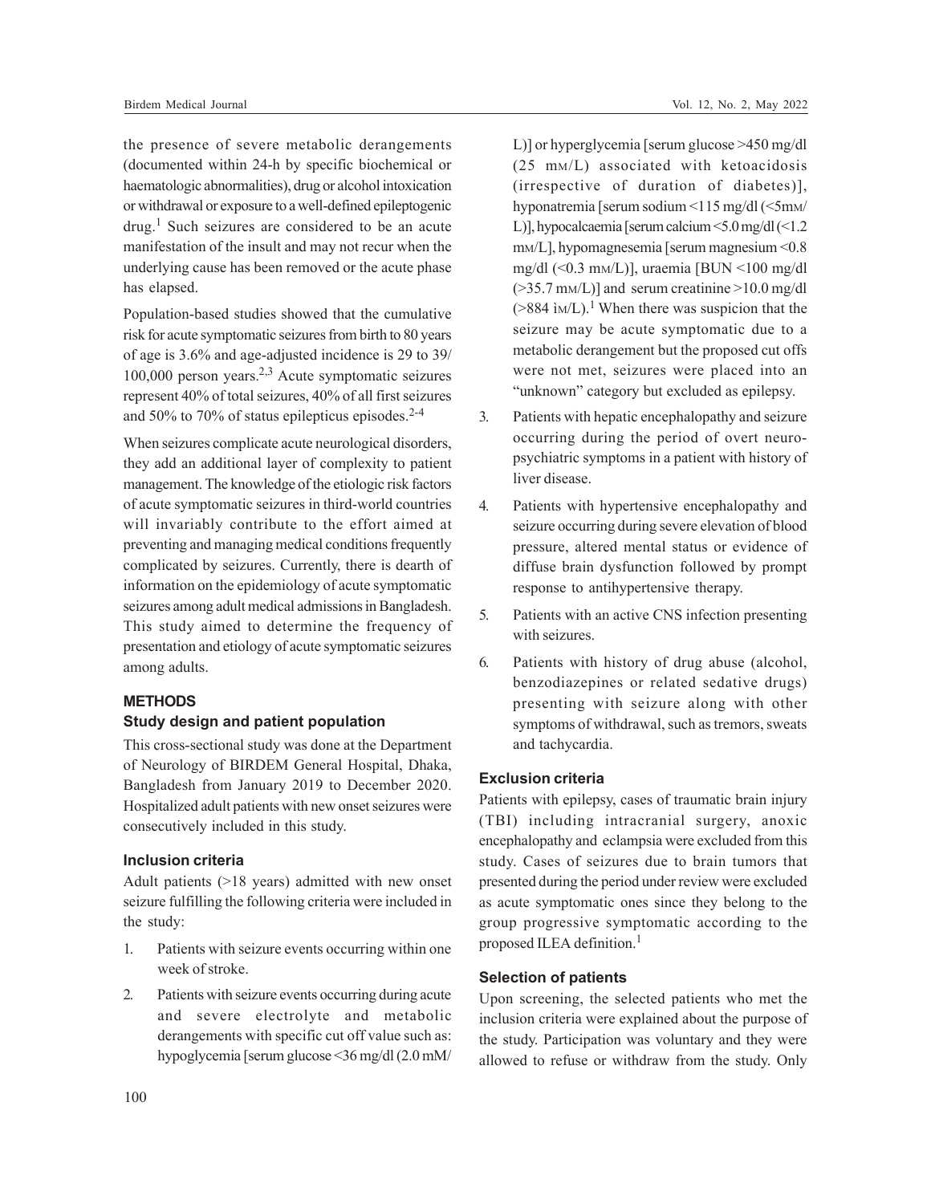the presence of severe metabolic derangements (documented within 24-h by specific biochemical or haematologic abnormalities), drug or alcohol intoxication or withdrawal or exposure to a well-defined epileptogenic drug.[1] Such seizures are considered to be an acute manifestation of the insult and may not recur when the underlying cause has been removed or the acute phase has elapsed.

Population-based studies showed that the cumulative risk for acute symptomatic seizures from birth to 80 years of age is 3.6% and age-adjusted incidence is 29 to 39/ 100,000 person years.[2,3] Acute symptomatic seizures represent 40% of total seizures, 40% of all first seizures and 50% to 70% of status epilepticus episodes.[2-4]

When seizures complicate acute neurological disorders, they add an additional layer of complexity to patient management. The knowledge of the etiologic risk factors of acute symptomatic seizures in third-world countries will invariably contribute to the effort aimed at preventing and managing medical conditions frequently complicated by seizures. Currently, there is dearth of information on the epidemiology of acute symptomatic seizures among adult medical admissions in Bangladesh. This study aimed to determine the frequency of presentation and etiology of acute symptomatic seizures among adults.

## METHODS

### Study design and patient population

This cross-sectional study was done at the Department of Neurology of BIRDEM General Hospital, Dhaka, Bangladesh from January 2019 to December 2020. Hospitalized adult patients with new onset seizures were consecutively included in this study.

### Inclusion criteria

Adult patients (>18 years) admitted with new onset seizure fulfilling the following criteria were included in the study:

1. Patients with seizure events occurring within one week of stroke.
2. Patients with seizure events occurring during acute and severe electrolyte and metabolic derangements with specific cut off value such as: hypoglycemia [serum glucose <36 mg/dl (2.0 mM/L)] or hyperglycemia [serum glucose >450 mg/dl (25 mM/L) associated with ketoacidosis (irrespective of duration of diabetes)], hyponatremia [serum sodium <115 mg/dl (<5mM/L)], hypocalcaemia [serum calcium <5.0 mg/dl (<1.2 mM/L], hypomagnesemia [serum magnesium <0.8 mg/dl (<0.3 mM/L)], uraemia [BUN <100 mg/dl (>35.7 mM/L)] and serum creatinine >10.0 mg/dl (>884 ìM/L).[1] When there was suspicion that the seizure may be acute symptomatic due to a metabolic derangement but the proposed cut offs were not met, seizures were placed into an "unknown" category but excluded as epilepsy.
3. Patients with hepatic encephalopathy and seizure occurring during the period of overt neuro-psychiatric symptoms in a patient with history of liver disease.
4. Patients with hypertensive encephalopathy and seizure occurring during severe elevation of blood pressure, altered mental status or evidence of diffuse brain dysfunction followed by prompt response to antihypertensive therapy.
5. Patients with an active CNS infection presenting with seizures.
6. Patients with history of drug abuse (alcohol, benzodiazepines or related sedative drugs) presenting with seizure along with other symptoms of withdrawal, such as tremors, sweats and tachycardia.

### Exclusion criteria

Patients with epilepsy, cases of traumatic brain injury (TBI) including intracranial surgery, anoxic encephalopathy and eclampsia were excluded from this study. Cases of seizures due to brain tumors that presented during the period under review were excluded as acute symptomatic ones since they belong to the group progressive symptomatic according to the proposed ILEA definition.[1]

### Selection of patients

Upon screening, the selected patients who met the inclusion criteria were explained about the purpose of the study. Participation was voluntary and they were allowed to refuse or withdraw from the study. Only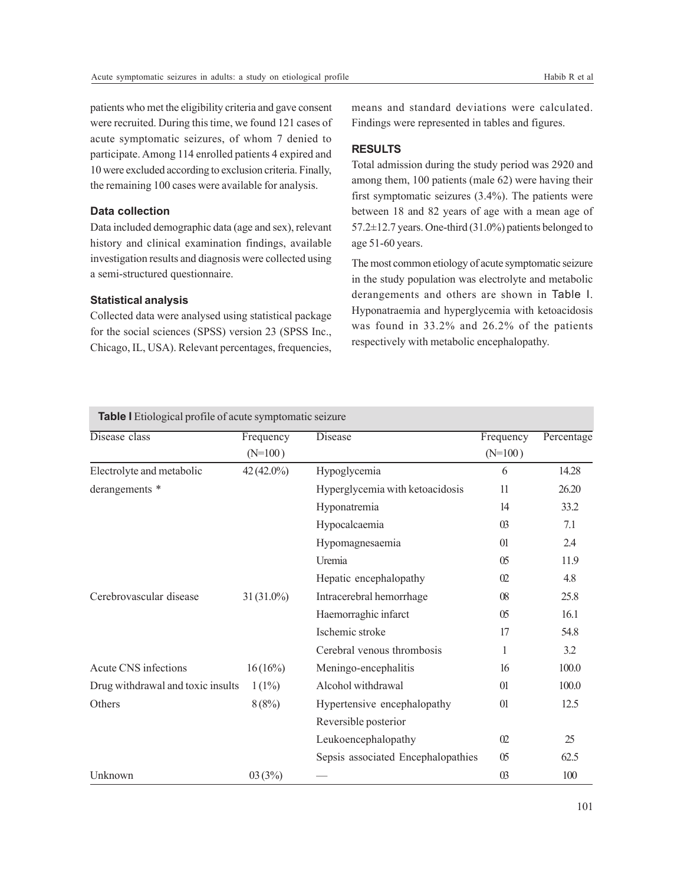patients who met the eligibility criteria and gave consent were recruited. During this time, we found 121 cases of acute symptomatic seizures, of whom 7 denied to participate. Among 114 enrolled patients 4 expired and 10 were excluded according to exclusion criteria. Finally, the remaining 100 cases were available for analysis.

### Data collection

Data included demographic data (age and sex), relevant history and clinical examination findings, available investigation results and diagnosis were collected using a semi-structured questionnaire.

### Statistical analysis

Collected data were analysed using statistical package for the social sciences (SPSS) version 23 (SPSS Inc., Chicago, IL, USA). Relevant percentages, frequencies, means and standard deviations were calculated. Findings were represented in tables and figures.

## RESULTS

Total admission during the study period was 2920 and among them, 100 patients (male 62) were having their first symptomatic seizures (3.4%). The patients were between 18 and 82 years of age with a mean age of 57.2±12.7 years. One-third (31.0%) patients belonged to age 51-60 years.

The most common etiology of acute symptomatic seizure in the study population was electrolyte and metabolic derangements and others are shown in Table I. Hyponatraemia and hyperglycemia with ketoacidosis was found in 33.2% and 26.2% of the patients respectively with metabolic encephalopathy.

**Table I** Etiological profile of acute symptomatic seizure

| Disease class | Frequency (N=100) | Disease | Frequency (N=100) | Percentage |
|---|---|---|---|---|
| Electrolyte and metabolic derangements * | 42 (42.0%) | Hypoglycemia | 6 | 14.28 |
| | | Hyperglycemia with ketoacidosis | 11 | 26.20 |
| | | Hyponatremia | 14 | 33.2 |
| | | Hypocalcaemia | 03 | 7.1 |
| | | Hypomagnesaemia | 01 | 2.4 |
| | | Uremia | 05 | 11.9 |
| | | Hepatic encephalopathy | 02 | 4.8 |
| Cerebrovascular disease | 31 (31.0%) | Intracerebral hemorrhage | 08 | 25.8 |
| | | Haemorraghic infarct | 05 | 16.1 |
| | | Ischemic stroke | 17 | 54.8 |
| | | Cerebral venous thrombosis | 1 | 3.2 |
| Acute CNS infections | 16 (16%) | Meningo-encephalitis | 16 | 100.0 |
| Drug withdrawal and toxic insults | 1 (1%) | Alcohol withdrawal | 01 | 100.0 |
| Others | 8 (8%) | Hypertensive encephalopathy | 01 | 12.5 |
| | | Reversible posterior Leukoencephalopathy | 02 | 25 |
| | | Sepsis associated Encephalopathies | 05 | 62.5 |
| Unknown | 03 (3%) | — | 03 | 100 |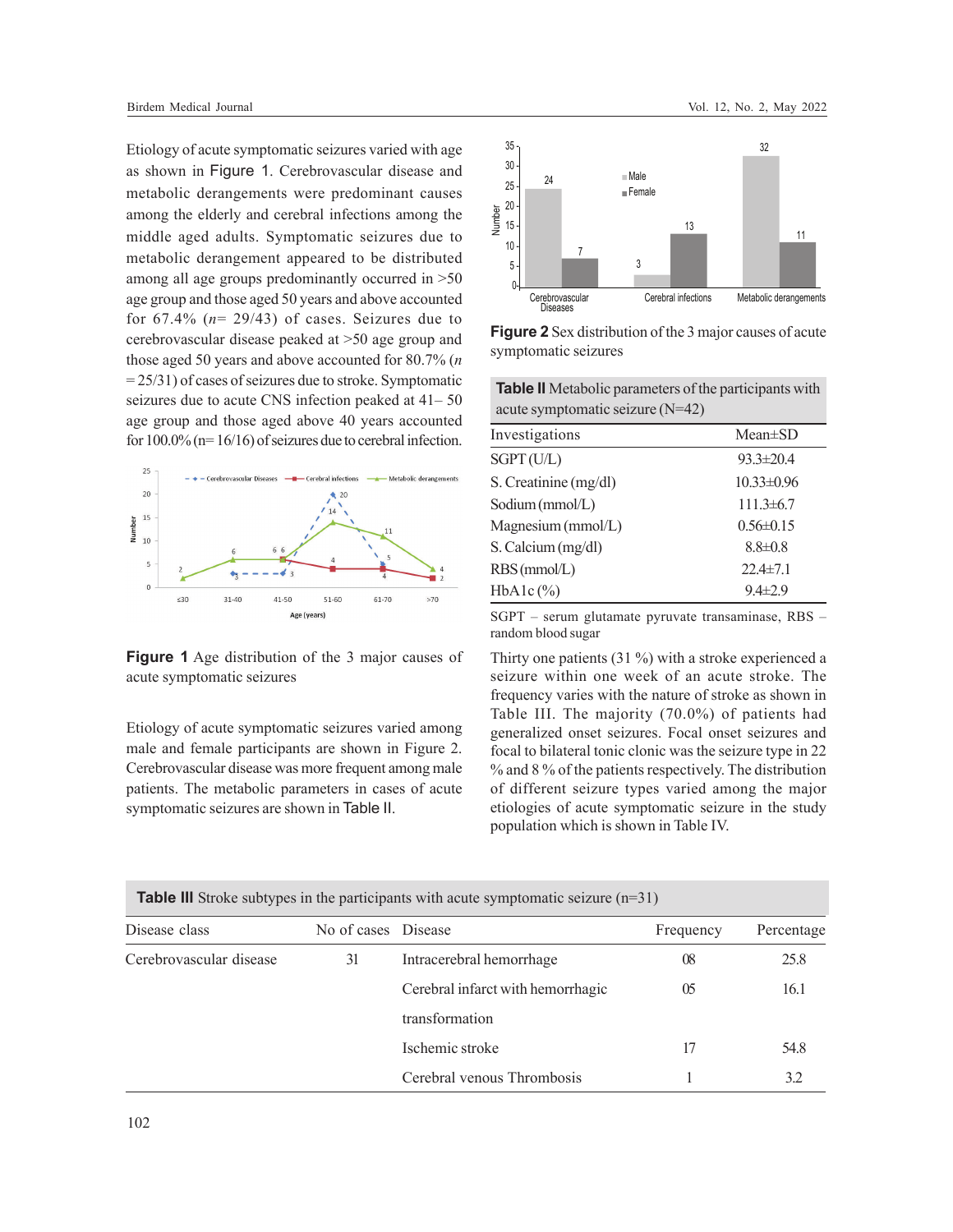Etiology of acute symptomatic seizures varied with age as shown in Figure 1. Cerebrovascular disease and metabolic derangements were predominant causes among the elderly and cerebral infections among the middle aged adults. Symptomatic seizures due to metabolic derangement appeared to be distributed among all age groups predominantly occurred in >50 age group and those aged 50 years and above accounted for 67.4% ($n$= 29/43) of cases. Seizures due to cerebrovascular disease peaked at >50 age group and those aged 50 years and above accounted for 80.7% ($n$ =25/31) of cases of seizures due to stroke. Symptomatic seizures due to acute CNS infection peaked at 41– 50 age group and those aged above 40 years accounted for 100.0% (n= 16/16) of seizures due to cerebral infection.

**Figure 1** Age distribution of the 3 major causes of acute symptomatic seizures

Etiology of acute symptomatic seizures varied among male and female participants are shown in Figure 2. Cerebrovascular disease was more frequent among male patients. The metabolic parameters in cases of acute symptomatic seizures are shown in Table II.

**Figure 2** Sex distribution of the 3 major causes of acute symptomatic seizures

**Table II** Metabolic parameters of the participants with acute symptomatic seizure (N=42)

| Investigations | Mean±SD |
|---|---|
| SGPT (U/L) | 93.3±20.4 |
| S. Creatinine (mg/dl) | 10.33±0.96 |
| Sodium (mmol/L) | 111.3±6.7 |
| Magnesium (mmol/L) | 0.56±0.15 |
| S. Calcium (mg/dl) | 8.8±0.8 |
| RBS (mmol/L) | 22.4±7.1 |
| HbA1c (%) | 9.4±2.9 |

SGPT – serum glutamate pyruvate transaminase, RBS – random blood sugar

Thirty one patients (31 %) with a stroke experienced a seizure within one week of an acute stroke. The frequency varies with the nature of stroke as shown in Table III. The majority (70.0%) of patients had generalized onset seizures. Focal onset seizures and focal to bilateral tonic clonic was the seizure type in 22 % and 8 % of the patients respectively. The distribution of different seizure types varied among the major etiologies of acute symptomatic seizure in the study population which is shown in Table IV.

**Table III** Stroke subtypes in the participants with acute symptomatic seizure (n=31)

| Disease class | No of cases | Disease | Frequency | Percentage |
|---|---|---|---|---|
| Cerebrovascular disease | 31 | Intracerebral hemorrhage | 08 | 25.8 |
| | | Cerebral infarct with hemorrhagic transformation | 05 | 16.1 |
| | | Ischemic stroke | 17 | 54.8 |
| | | Cerebral venous Thrombosis | 1 | 3.2 |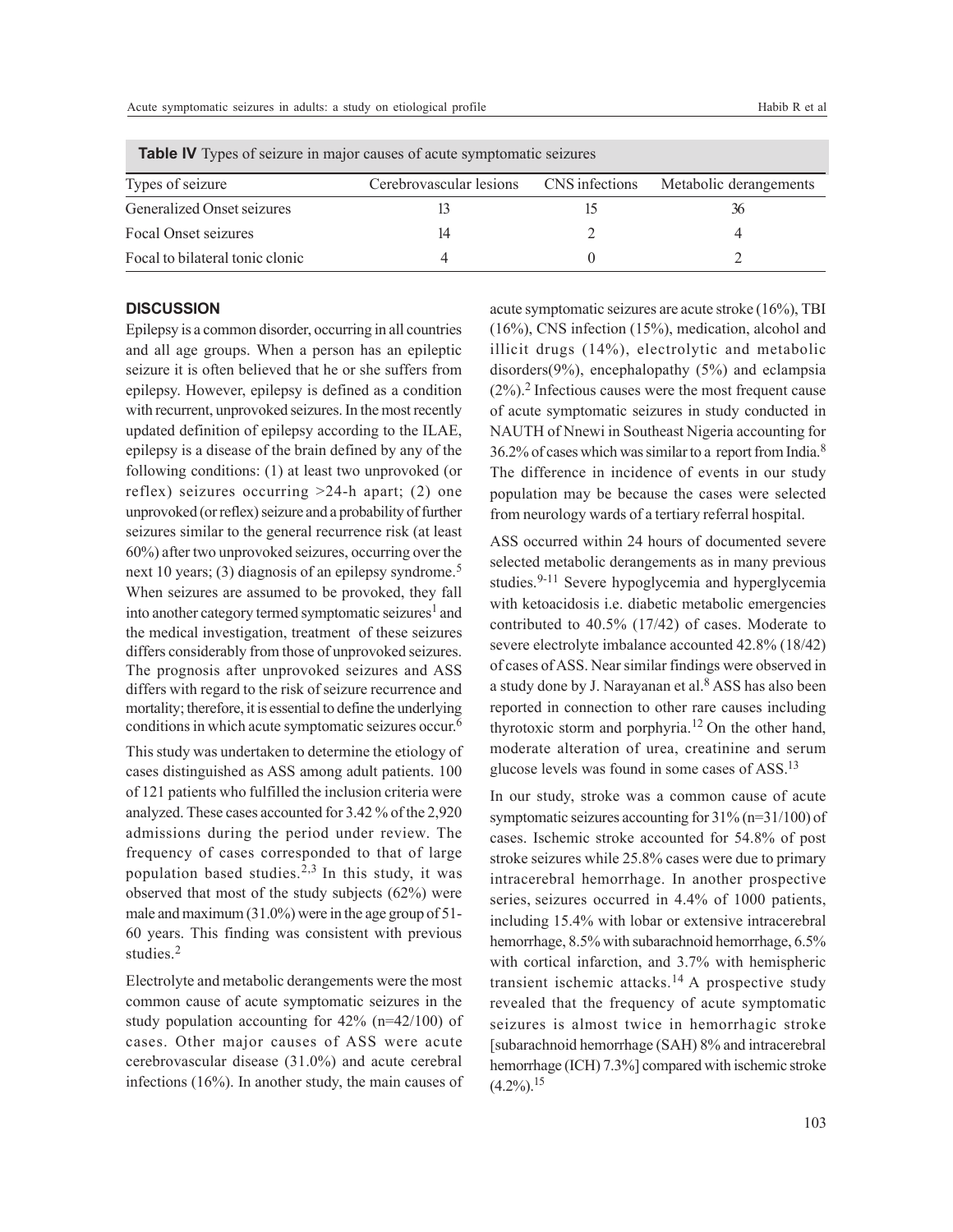**Table IV** Types of seizure in major causes of acute symptomatic seizures

| Types of seizure | Cerebrovascular lesions | CNS infections | Metabolic derangements |
|---|---|---|---|
| Generalized Onset seizures | 13 | 15 | 36 |
| Focal Onset seizures | 14 | 2 | 4 |
| Focal to bilateral tonic clonic | 4 | 0 | 2 |

## DISCUSSION

Epilepsy is a common disorder, occurring in all countries and all age groups. When a person has an epileptic seizure it is often believed that he or she suffers from epilepsy. However, epilepsy is defined as a condition with recurrent, unprovoked seizures. In the most recently updated definition of epilepsy according to the ILAE, epilepsy is a disease of the brain defined by any of the following conditions: (1) at least two unprovoked (or reflex) seizures occurring >24-h apart; (2) one unprovoked (or reflex) seizure and a probability of further seizures similar to the general recurrence risk (at least 60%) after two unprovoked seizures, occurring over the next 10 years; (3) diagnosis of an epilepsy syndrome.[5] When seizures are assumed to be provoked, they fall into another category termed symptomatic seizures[1] and the medical investigation, treatment of these seizures differs considerably from those of unprovoked seizures. The prognosis after unprovoked seizures and ASS differs with regard to the risk of seizure recurrence and mortality; therefore, it is essential to define the underlying conditions in which acute symptomatic seizures occur.[6]

This study was undertaken to determine the etiology of cases distinguished as ASS among adult patients. 100 of 121 patients who fulfilled the inclusion criteria were analyzed. These cases accounted for 3.42 % of the 2,920 admissions during the period under review. The frequency of cases corresponded to that of large population based studies.[2,3] In this study, it was observed that most of the study subjects (62%) were male and maximum (31.0%) were in the age group of 51-60 years. This finding was consistent with previous studies.[2]

Electrolyte and metabolic derangements were the most common cause of acute symptomatic seizures in the study population accounting for 42% (n=42/100) of cases. Other major causes of ASS were acute cerebrovascular disease (31.0%) and acute cerebral infections (16%). In another study, the main causes of acute symptomatic seizures are acute stroke (16%), TBI (16%), CNS infection (15%), medication, alcohol and illicit drugs (14%), electrolytic and metabolic disorders(9%), encephalopathy (5%) and eclampsia (2%).[2] Infectious causes were the most frequent cause of acute symptomatic seizures in study conducted in NAUTH of Nnewi in Southeast Nigeria accounting for 36.2% of cases which was similar to a report from India.[8] The difference in incidence of events in our study population may be because the cases were selected from neurology wards of a tertiary referral hospital.

ASS occurred within 24 hours of documented severe selected metabolic derangements as in many previous studies.[9-11] Severe hypoglycemia and hyperglycemia with ketoacidosis i.e. diabetic metabolic emergencies contributed to 40.5% (17/42) of cases. Moderate to severe electrolyte imbalance accounted 42.8% (18/42) of cases of ASS. Near similar findings were observed in a study done by J. Narayanan et al.[8] ASS has also been reported in connection to other rare causes including thyrotoxic storm and porphyria.[12] On the other hand, moderate alteration of urea, creatinine and serum glucose levels was found in some cases of ASS.[13]

In our study, stroke was a common cause of acute symptomatic seizures accounting for 31% (n=31/100) of cases. Ischemic stroke accounted for 54.8% of post stroke seizures while 25.8% cases were due to primary intracerebral hemorrhage. In another prospective series, seizures occurred in 4.4% of 1000 patients, including 15.4% with lobar or extensive intracerebral hemorrhage, 8.5% with subarachnoid hemorrhage, 6.5% with cortical infarction, and 3.7% with hemispheric transient ischemic attacks.[14] A prospective study revealed that the frequency of acute symptomatic seizures is almost twice in hemorrhagic stroke [subarachnoid hemorrhage (SAH) 8% and intracerebral hemorrhage (ICH) 7.3%] compared with ischemic stroke (4.2%).[15]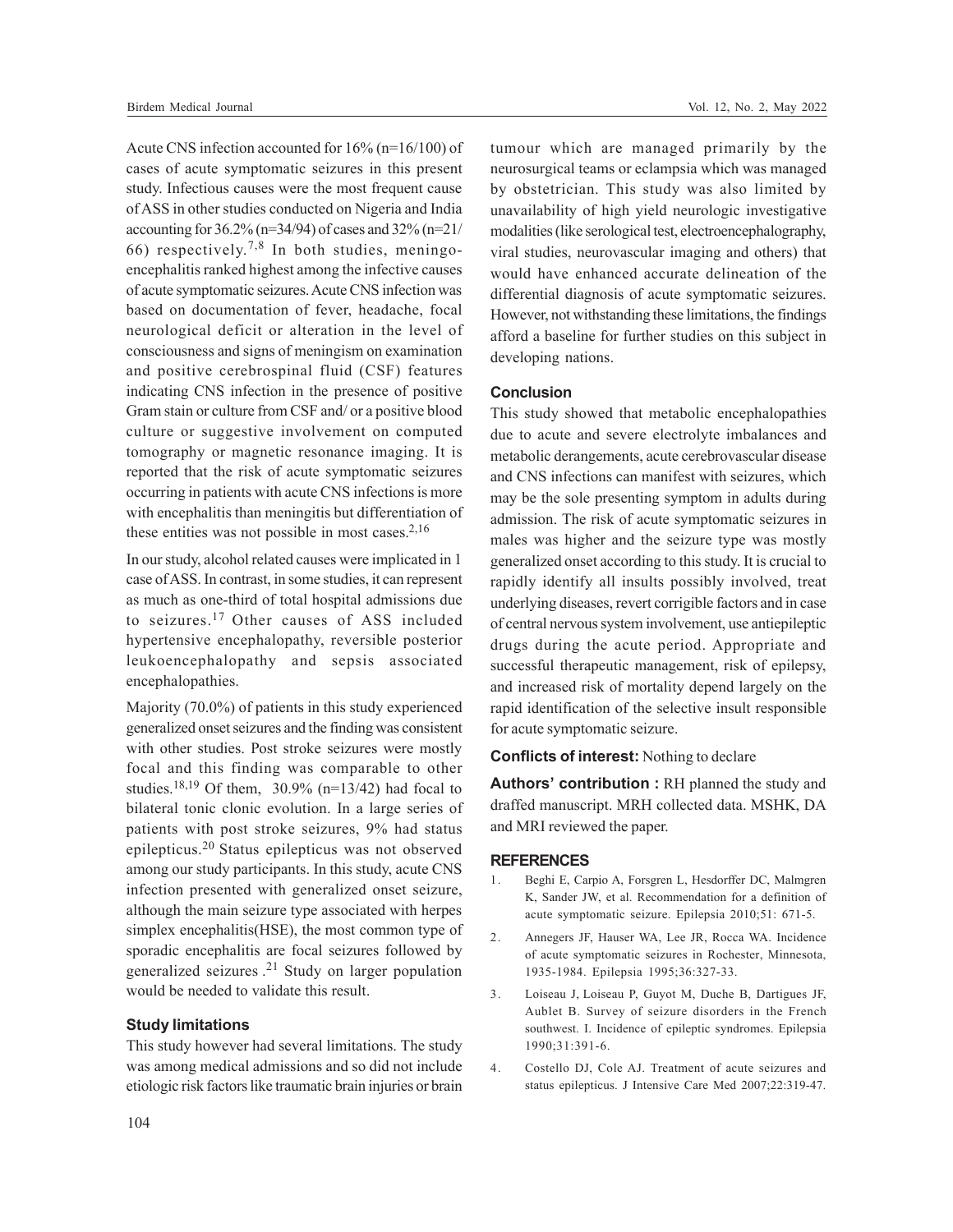Acute CNS infection accounted for 16% (n=16/100) of cases of acute symptomatic seizures in this present study. Infectious causes were the most frequent cause of ASS in other studies conducted on Nigeria and India accounting for 36.2% (n=34/94) of cases and 32% (n=21/66) respectively.[7,8] In both studies, meningo-encephalitis ranked highest among the infective causes of acute symptomatic seizures. Acute CNS infection was based on documentation of fever, headache, focal neurological deficit or alteration in the level of consciousness and signs of meningism on examination and positive cerebrospinal fluid (CSF) features indicating CNS infection in the presence of positive Gram stain or culture from CSF and/ or a positive blood culture or suggestive involvement on computed tomography or magnetic resonance imaging. It is reported that the risk of acute symptomatic seizures occurring in patients with acute CNS infections is more with encephalitis than meningitis but differentiation of these entities was not possible in most cases.[2,16]

In our study, alcohol related causes were implicated in 1 case of ASS. In contrast, in some studies, it can represent as much as one-third of total hospital admissions due to seizures.[17] Other causes of ASS included hypertensive encephalopathy, reversible posterior leukoencephalopathy and sepsis associated encephalopathies.

Majority (70.0%) of patients in this study experienced generalized onset seizures and the finding was consistent with other studies. Post stroke seizures were mostly focal and this finding was comparable to other studies.[18,19] Of them, 30.9% (n=13/42) had focal to bilateral tonic clonic evolution. In a large series of patients with post stroke seizures, 9% had status epilepticus.[20] Status epilepticus was not observed among our study participants. In this study, acute CNS infection presented with generalized onset seizure, although the main seizure type associated with herpes simplex encephalitis(HSE), the most common type of sporadic encephalitis are focal seizures followed by generalized seizures .[21] Study on larger population would be needed to validate this result.

### Study limitations

This study however had several limitations. The study was among medical admissions and so did not include etiologic risk factors like traumatic brain injuries or brain tumour which are managed primarily by the neurosurgical teams or eclampsia which was managed by obstetrician. This study was also limited by unavailability of high yield neurologic investigative modalities (like serological test, electroencephalography, viral studies, neurovascular imaging and others) that would have enhanced accurate delineation of the differential diagnosis of acute symptomatic seizures. However, not withstanding these limitations, the findings afford a baseline for further studies on this subject in developing nations.

### Conclusion

This study showed that metabolic encephalopathies due to acute and severe electrolyte imbalances and metabolic derangements, acute cerebrovascular disease and CNS infections can manifest with seizures, which may be the sole presenting symptom in adults during admission. The risk of acute symptomatic seizures in males was higher and the seizure type was mostly generalized onset according to this study. It is crucial to rapidly identify all insults possibly involved, treat underlying diseases, revert corrigible factors and in case of central nervous system involvement, use antiepileptic drugs during the acute period. Appropriate and successful therapeutic management, risk of epilepsy, and increased risk of mortality depend largely on the rapid identification of the selective insult responsible for acute symptomatic seizure.

**Conflicts of interest:** Nothing to declare

**Authors' contribution :** RH planned the study and draffed manuscript. MRH collected data. MSHK, DA and MRI reviewed the paper.

## REFERENCES

1. Beghi E, Carpio A, Forsgren L, Hesdorffer DC, Malmgren K, Sander JW, et al. Recommendation for a definition of acute symptomatic seizure. Epilepsia 2010;51: 671-5.
2. Annegers JF, Hauser WA, Lee JR, Rocca WA. Incidence of acute symptomatic seizures in Rochester, Minnesota, 1935-1984. Epilepsia 1995;36:327-33.
3. Loiseau J, Loiseau P, Guyot M, Duche B, Dartigues JF, Aublet B. Survey of seizure disorders in the French southwest. I. Incidence of epileptic syndromes. Epilepsia 1990;31:391-6.
4. Costello DJ, Cole AJ. Treatment of acute seizures and status epilepticus. J Intensive Care Med 2007;22:319-47.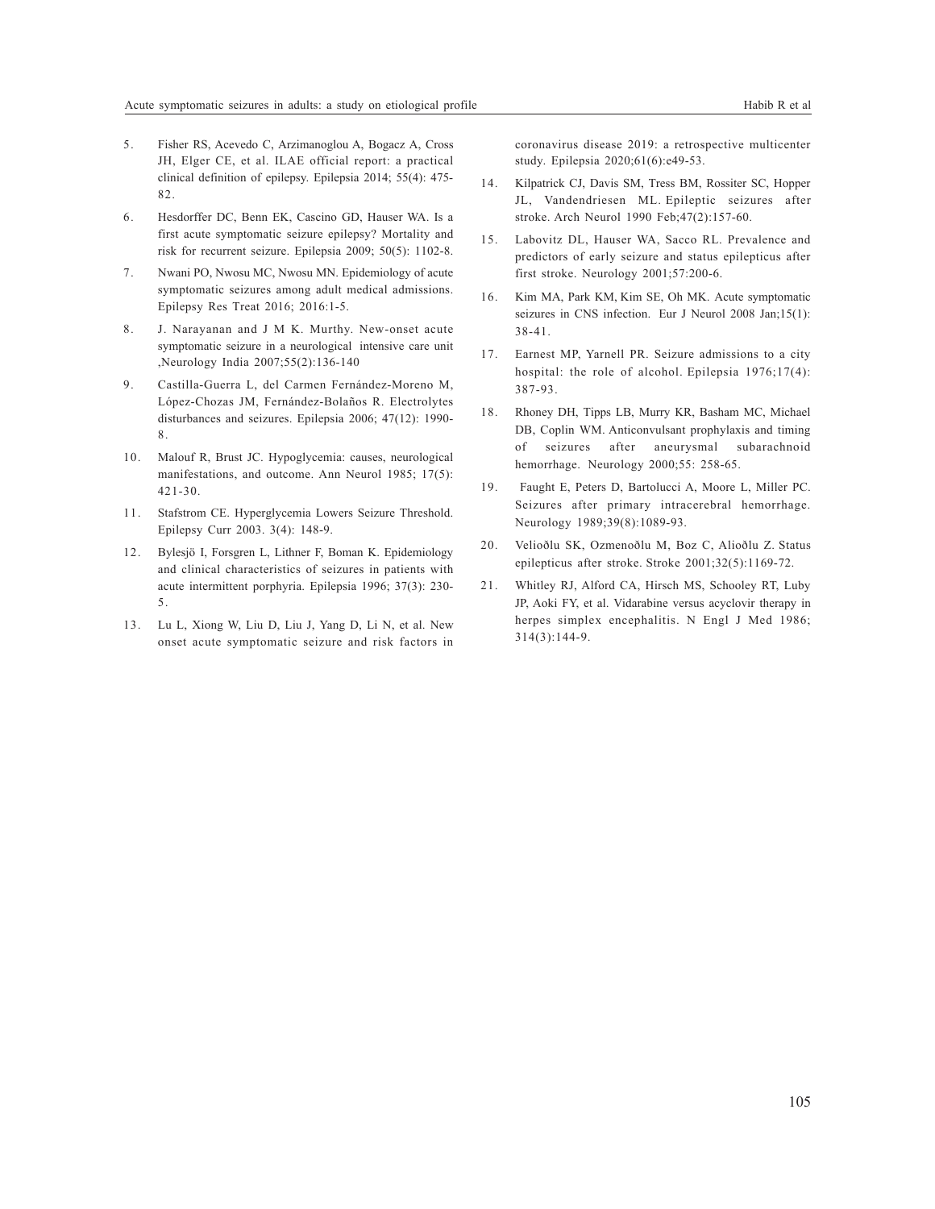5. Fisher RS, Acevedo C, Arzimanoglou A, Bogacz A, Cross JH, Elger CE, et al. ILAE official report: a practical clinical definition of epilepsy. Epilepsia 2014; 55(4): 475-82.

6. Hesdorffer DC, Benn EK, Cascino GD, Hauser WA. Is a first acute symptomatic seizure epilepsy? Mortality and risk for recurrent seizure. Epilepsia 2009; 50(5): 1102-8.

7. Nwani PO, Nwosu MC, Nwosu MN. Epidemiology of acute symptomatic seizures among adult medical admissions. Epilepsy Res Treat 2016; 2016:1-5.

8. J. Narayanan and J M K. Murthy. New-onset acute symptomatic seizure in a neurological intensive care unit ,Neurology India 2007;55(2):136-140

9. Castilla-Guerra L, del Carmen Fernández-Moreno M, López-Chozas JM, Fernández-Bolaños R. Electrolytes disturbances and seizures. Epilepsia 2006; 47(12): 1990-8.

10. Malouf R, Brust JC. Hypoglycemia: causes, neurological manifestations, and outcome. Ann Neurol 1985; 17(5): 421-30.

11. Stafstrom CE. Hyperglycemia Lowers Seizure Threshold. Epilepsy Curr 2003. 3(4): 148-9.

12. Bylesjö I, Forsgren L, Lithner F, Boman K. Epidemiology and clinical characteristics of seizures in patients with acute intermittent porphyria. Epilepsia 1996; 37(3): 230-5.

13. Lu L, Xiong W, Liu D, Liu J, Yang D, Li N, et al. New onset acute symptomatic seizure and risk factors in coronavirus disease 2019: a retrospective multicenter study. Epilepsia 2020;61(6):e49-53.

14. Kilpatrick CJ, Davis SM, Tress BM, Rossiter SC, Hopper JL, Vandendriesen ML. Epileptic seizures after stroke. Arch Neurol 1990 Feb;47(2):157-60.

15. Labovitz DL, Hauser WA, Sacco RL. Prevalence and predictors of early seizure and status epilepticus after first stroke. Neurology 2001;57:200-6.

16. Kim MA, Park KM, Kim SE, Oh MK. Acute symptomatic seizures in CNS infection. Eur J Neurol 2008 Jan;15(1): 38-41.

17. Earnest MP, Yarnell PR. Seizure admissions to a city hospital: the role of alcohol. Epilepsia 1976;17(4): 387-93.

18. Rhoney DH, Tipps LB, Murry KR, Basham MC, Michael DB, Coplin WM. Anticonvulsant prophylaxis and timing of seizures after aneurysmal subarachnoid hemorrhage. Neurology 2000;55: 258-65.

19. Faught E, Peters D, Bartolucci A, Moore L, Miller PC. Seizures after primary intracerebral hemorrhage. Neurology 1989;39(8):1089-93.

20. Velioðlu SK, Ozmenoðlu M, Boz C, Alioðlu Z. Status epilepticus after stroke. Stroke 2001;32(5):1169-72.

21. Whitley RJ, Alford CA, Hirsch MS, Schooley RT, Luby JP, Aoki FY, et al. Vidarabine versus acyclovir therapy in herpes simplex encephalitis. N Engl J Med 1986; 314(3):144-9.